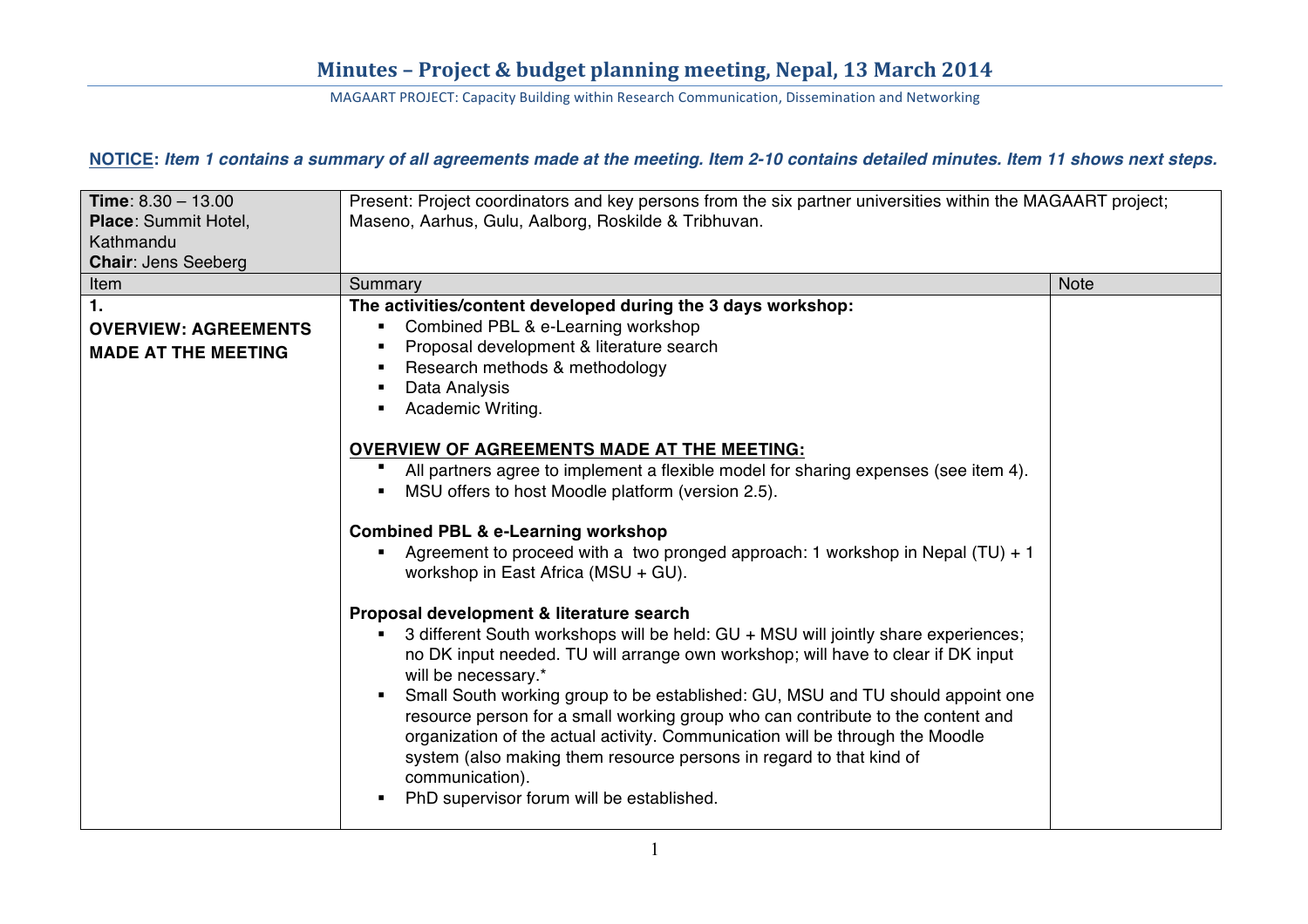# Minutes – Project & budget planning meeting, Nepal, 13 March 2014

MAGAART PROJECT: Capacity Building within Research Communication, Dissemination and Networking

**NOTICE**: ***Item 1 contains a summary of all agreements made at the meeting. Item 2-10 contains detailed minutes. Item 11 shows next steps.***

| **Time**: 8.30 – 13.00<br>**Place**: Summit Hotel, Kathmandu<br>**Chair**: Jens Seeberg | Present: Project coordinators and key persons from the six partner universities within the MAGAART project; Maseno, Aarhus, Gulu, Aalborg, Roskilde & Tribhuvan. | |
|---|---|---|
| Item | Summary | Note |
| **1.**<br>**OVERVIEW: AGREEMENTS MADE AT THE MEETING** | **The activities/content developed during the 3 days workshop:**<br>▪ Combined PBL & e-Learning workshop<br>▪ Proposal development & literature search<br>▪ Research methods & methodology<br>▪ Data Analysis<br>▪ Academic Writing.<br><br>**OVERVIEW OF AGREEMENTS MADE AT THE MEETING:**<br>▪ All partners agree to implement a flexible model for sharing expenses (see item 4).<br>▪ MSU offers to host Moodle platform (version 2.5).<br><br>**Combined PBL & e-Learning workshop**<br>▪ Agreement to proceed with a two pronged approach: 1 workshop in Nepal (TU) + 1 workshop in East Africa (MSU + GU).<br><br>**Proposal development & literature search**<br>▪ 3 different South workshops will be held: GU + MSU will jointly share experiences; no DK input needed. TU will arrange own workshop; will have to clear if DK input will be necessary.*<br>▪ Small South working group to be established: GU, MSU and TU should appoint one resource person for a small working group who can contribute to the content and organization of the actual activity. Communication will be through the Moodle system (also making them resource persons in regard to that kind of communication).<br>▪ PhD supervisor forum will be established. | |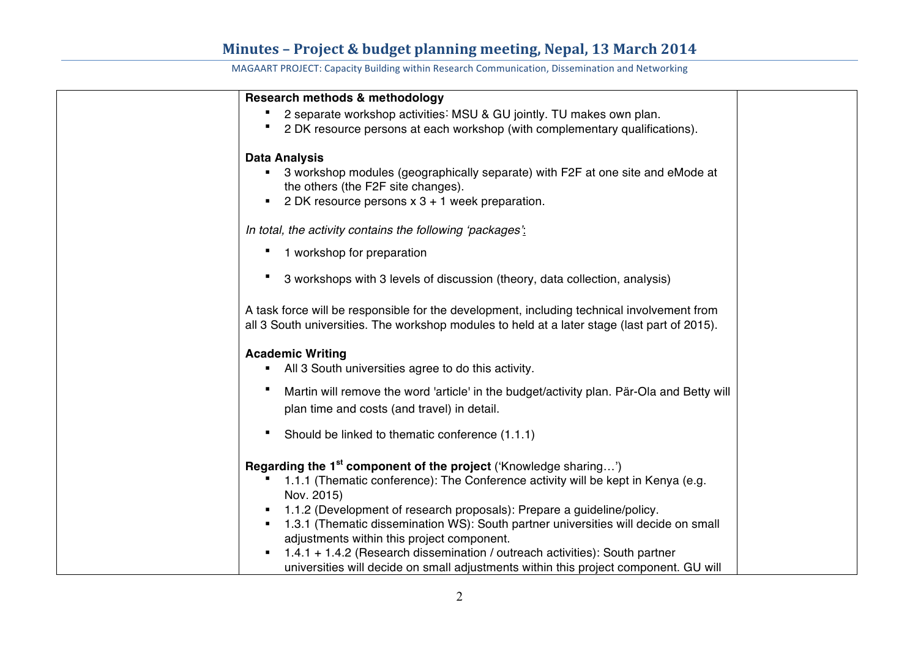| | | |
|---|---|---|
| | **Research methods & methodology**<br>▪ 2 separate workshop activities: MSU & GU jointly. TU makes own plan.<br>▪ 2 DK resource persons at each workshop (with complementary qualifications).<br><br>**Data Analysis**<br>▪ 3 workshop modules (geographically separate) with F2F at one site and eMode at the others (the F2F site changes).<br>▪ 2 DK resource persons x 3 + 1 week preparation.<br><br>*In total, the activity contains the following 'packages':*<br>▪ 1 workshop for preparation<br>▪ 3 workshops with 3 levels of discussion (theory, data collection, analysis)<br><br>A task force will be responsible for the development, including technical involvement from all 3 South universities. The workshop modules to held at a later stage (last part of 2015).<br><br>**Academic Writing**<br>▪ All 3 South universities agree to do this activity.<br>▪ Martin will remove the word 'article' in the budget/activity plan. Pär-Ola and Betty will plan time and costs (and travel) in detail.<br>▪ Should be linked to thematic conference (1.1.1)<br><br>**Regarding the 1st component of the project** ('Knowledge sharing…')<br>▪ 1.1.1 (Thematic conference): The Conference activity will be kept in Kenya (e.g. Nov. 2015)<br>▪ 1.1.2 (Development of research proposals): Prepare a guideline/policy.<br>▪ 1.3.1 (Thematic dissemination WS): South partner universities will decide on small adjustments within this project component.<br>▪ 1.4.1 + 1.4.2 (Research dissemination / outreach activities): South partner universities will decide on small adjustments within this project component. GU will | |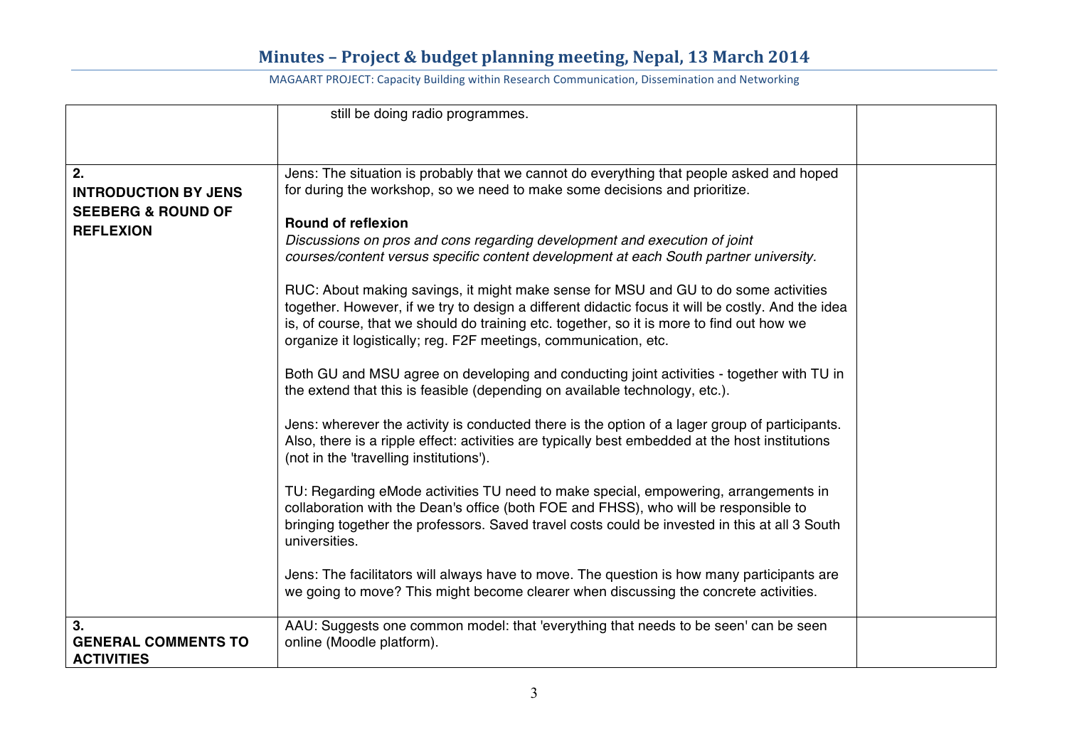| | | |
|---|---|---|
| | still be doing radio programmes. | |
| **2. INTRODUCTION BY JENS SEEBERG & ROUND OF REFLEXION** | Jens: The situation is probably that we cannot do everything that people asked and hoped for during the workshop, so we need to make some decisions and prioritize.<br><br>**Round of reflexion**<br>*Discussions on pros and cons regarding development and execution of joint courses/content versus specific content development at each South partner university.*<br><br>RUC: About making savings, it might make sense for MSU and GU to do some activities together. However, if we try to design a different didactic focus it will be costly. And the idea is, of course, that we should do training etc. together, so it is more to find out how we organize it logistically; reg. F2F meetings, communication, etc.<br><br>Both GU and MSU agree on developing and conducting joint activities - together with TU in the extend that this is feasible (depending on available technology, etc.).<br><br>Jens: wherever the activity is conducted there is the option of a lager group of participants. Also, there is a ripple effect: activities are typically best embedded at the host institutions (not in the 'travelling institutions').<br><br>TU: Regarding eMode activities TU need to make special, empowering, arrangements in collaboration with the Dean's office (both FOE and FHSS), who will be responsible to bringing together the professors. Saved travel costs could be invested in this at all 3 South universities.<br><br>Jens: The facilitators will always have to move. The question is how many participants are we going to move? This might become clearer when discussing the concrete activities. | |
| **3. GENERAL COMMENTS TO ACTIVITIES** | AAU: Suggests one common model: that 'everything that needs to be seen' can be seen online (Moodle platform). | |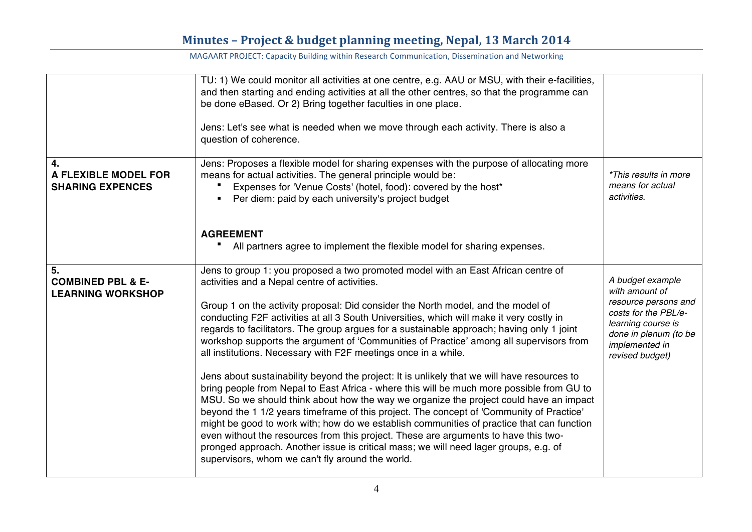| | | |
|---|---|---|
| | TU: 1) We could monitor all activities at one centre, e.g. AAU or MSU, with their e-facilities, and then starting and ending activities at all the other centres, so that the programme can be done eBased. Or 2) Bring together faculties in one place.<br><br>Jens: Let's see what is needed when we move through each activity. There is also a question of coherence. | |
| **4.**<br>**A FLEXIBLE MODEL FOR SHARING EXPENCES** | Jens: Proposes a flexible model for sharing expenses with the purpose of allocating more means for actual activities. The general principle would be:<br>▪ Expenses for 'Venue Costs' (hotel, food): covered by the host*<br>▪ Per diem: paid by each university's project budget<br><br>**AGREEMENT**<br>▪ All partners agree to implement the flexible model for sharing expenses. | *\*This results in more means for actual activities.* |
| **5.**<br>**COMBINED PBL & E-LEARNING WORKSHOP** | Jens to group 1: you proposed a two promoted model with an East African centre of activities and a Nepal centre of activities.<br><br>Group 1 on the activity proposal: Did consider the North model, and the model of conducting F2F activities at all 3 South Universities, which will make it very costly in regards to facilitators. The group argues for a sustainable approach; having only 1 joint workshop supports the argument of 'Communities of Practice' among all supervisors from all institutions. Necessary with F2F meetings once in a while.<br><br>Jens about sustainability beyond the project: It is unlikely that we will have resources to bring people from Nepal to East Africa - where this will be much more possible from GU to MSU. So we should think about how the way we organize the project could have an impact beyond the 1 1/2 years timeframe of this project. The concept of 'Community of Practice' might be good to work with; how do we establish communities of practice that can function even without the resources from this project. These are arguments to have this two-pronged approach. Another issue is critical mass; we will need lager groups, e.g. of supervisors, whom we can't fly around the world. | *A budget example with amount of resource persons and costs for the PBL/e-learning course is done in plenum (to be implemented in revised budget)* |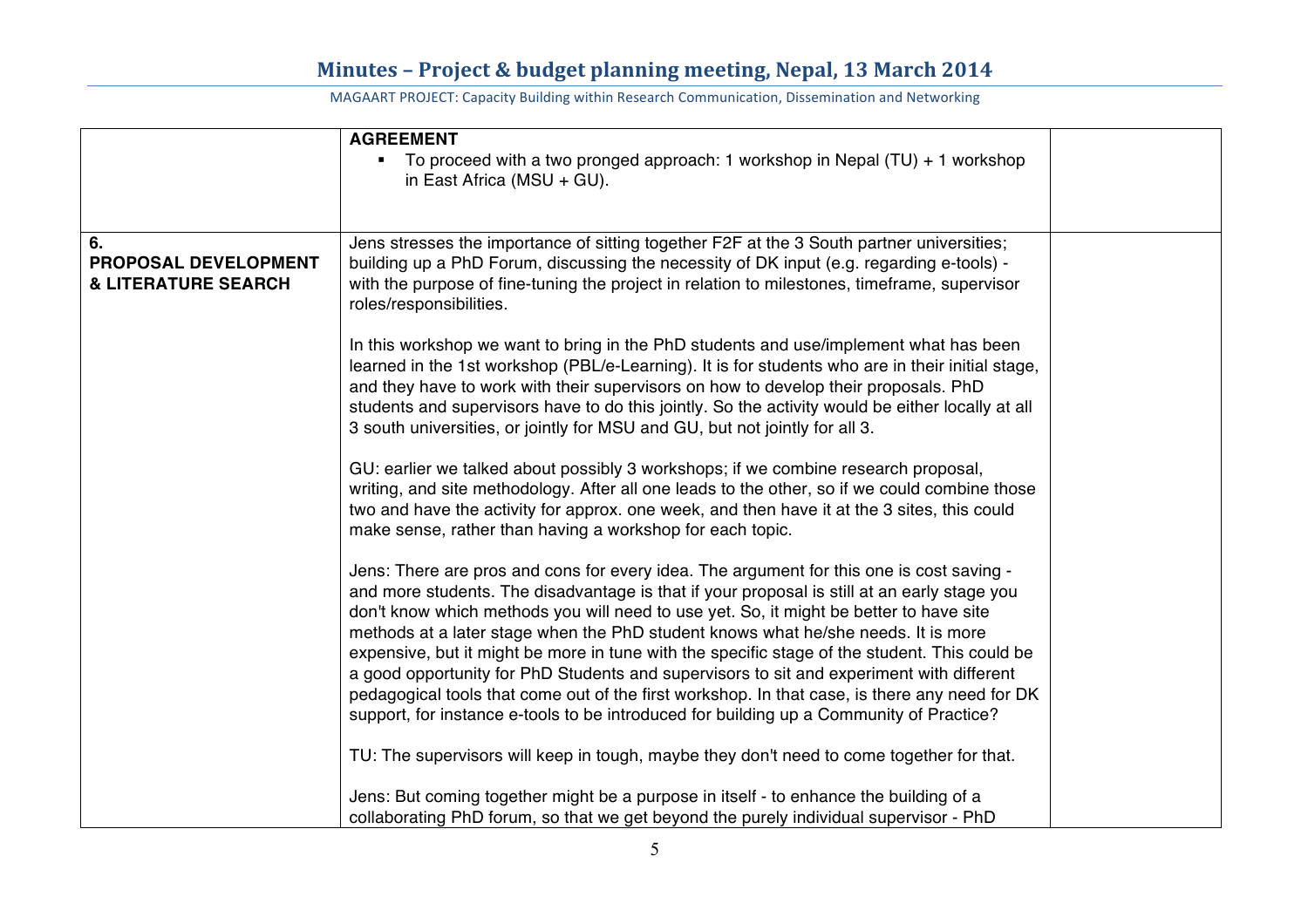| | **AGREEMENT**<br>- To proceed with a two pronged approach: 1 workshop in Nepal (TU) + 1 workshop in East Africa (MSU + GU). | |
|---|---|---|
| **6. PROPOSAL DEVELOPMENT & LITERATURE SEARCH** | Jens stresses the importance of sitting together F2F at the 3 South partner universities; building up a PhD Forum, discussing the necessity of DK input (e.g. regarding e-tools) - with the purpose of fine-tuning the project in relation to milestones, timeframe, supervisor roles/responsibilities.<br><br>In this workshop we want to bring in the PhD students and use/implement what has been learned in the 1st workshop (PBL/e-Learning). It is for students who are in their initial stage, and they have to work with their supervisors on how to develop their proposals. PhD students and supervisors have to do this jointly. So the activity would be either locally at all 3 south universities, or jointly for MSU and GU, but not jointly for all 3.<br><br>GU: earlier we talked about possibly 3 workshops; if we combine research proposal, writing, and site methodology. After all one leads to the other, so if we could combine those two and have the activity for approx. one week, and then have it at the 3 sites, this could make sense, rather than having a workshop for each topic.<br><br>Jens: There are pros and cons for every idea. The argument for this one is cost saving - and more students. The disadvantage is that if your proposal is still at an early stage you don't know which methods you will need to use yet. So, it might be better to have site methods at a later stage when the PhD student knows what he/she needs. It is more expensive, but it might be more in tune with the specific stage of the student. This could be a good opportunity for PhD Students and supervisors to sit and experiment with different pedagogical tools that come out of the first workshop. In that case, is there any need for DK support, for instance e-tools to be introduced for building up a Community of Practice?<br><br>TU: The supervisors will keep in tough, maybe they don't need to come together for that.<br><br>Jens: But coming together might be a purpose in itself - to enhance the building of a collaborating PhD forum, so that we get beyond the purely individual supervisor - PhD | |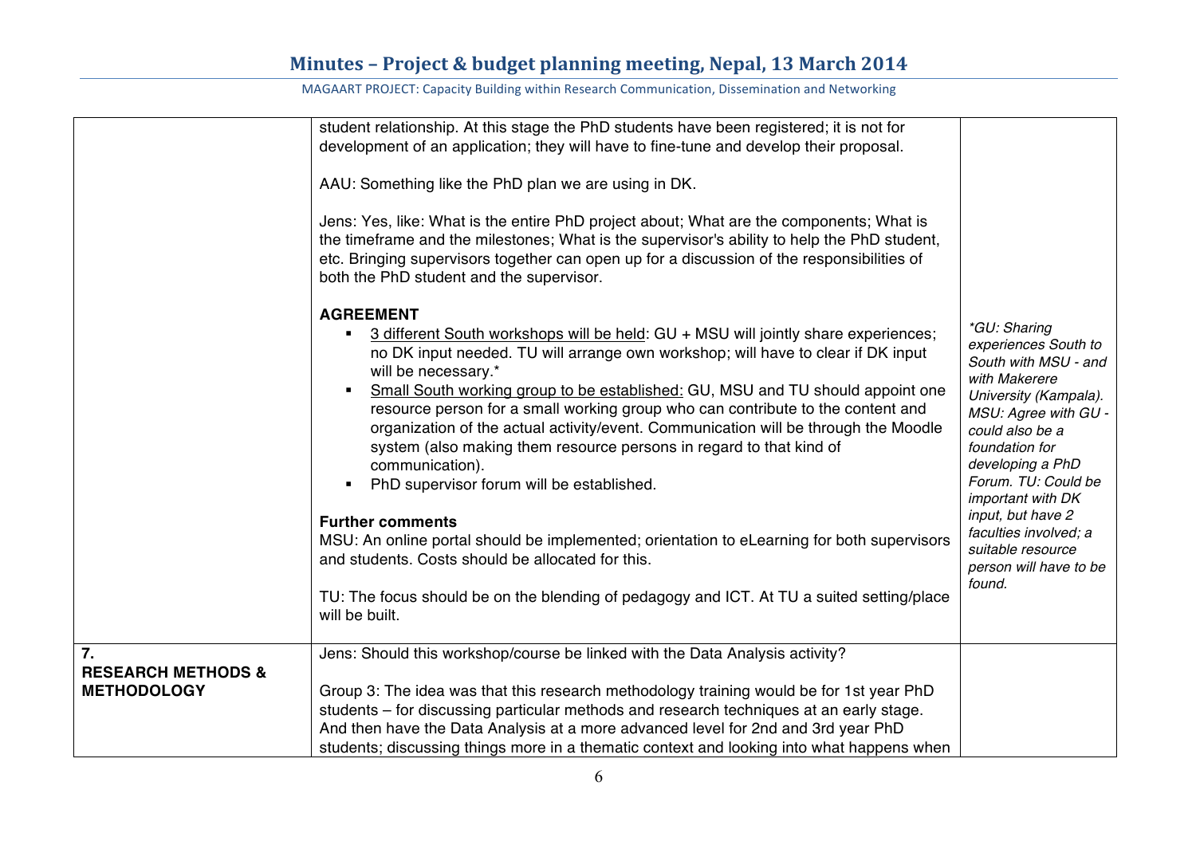| | | |
|---|---|---|
| | student relationship. At this stage the PhD students have been registered; it is not for development of an application; they will have to fine-tune and develop their proposal.<br><br>AAU: Something like the PhD plan we are using in DK.<br><br>Jens: Yes, like: What is the entire PhD project about; What are the components; What is the timeframe and the milestones; What is the supervisor's ability to help the PhD student, etc. Bringing supervisors together can open up for a discussion of the responsibilities of both the PhD student and the supervisor.<br><br>**AGREEMENT**<br>▪ <u>3 different South workshops will be held</u>: GU + MSU will jointly share experiences; no DK input needed. TU will arrange own workshop; will have to clear if DK input will be necessary.*<br>▪ <u>Small South working group to be established:</u> GU, MSU and TU should appoint one resource person for a small working group who can contribute to the content and organization of the actual activity/event. Communication will be through the Moodle system (also making them resource persons in regard to that kind of communication).<br>▪ PhD supervisor forum will be established.<br><br>**Further comments**<br>MSU: An online portal should be implemented; orientation to eLearning for both supervisors and students. Costs should be allocated for this.<br><br>TU: The focus should be on the blending of pedagogy and ICT. At TU a suited setting/place will be built. | *\*GU: Sharing experiences South to South with MSU - and with Makerere University (Kampala). MSU: Agree with GU - could also be a foundation for developing a PhD Forum. TU: Could be important with DK input, but have 2 faculties involved; a suitable resource person will have to be found.* |
| **7. RESEARCH METHODS & METHODOLOGY** | Jens: Should this workshop/course be linked with the Data Analysis activity?<br><br>Group 3: The idea was that this research methodology training would be for 1st year PhD students – for discussing particular methods and research techniques at an early stage. And then have the Data Analysis at a more advanced level for 2nd and 3rd year PhD students; discussing things more in a thematic context and looking into what happens when | |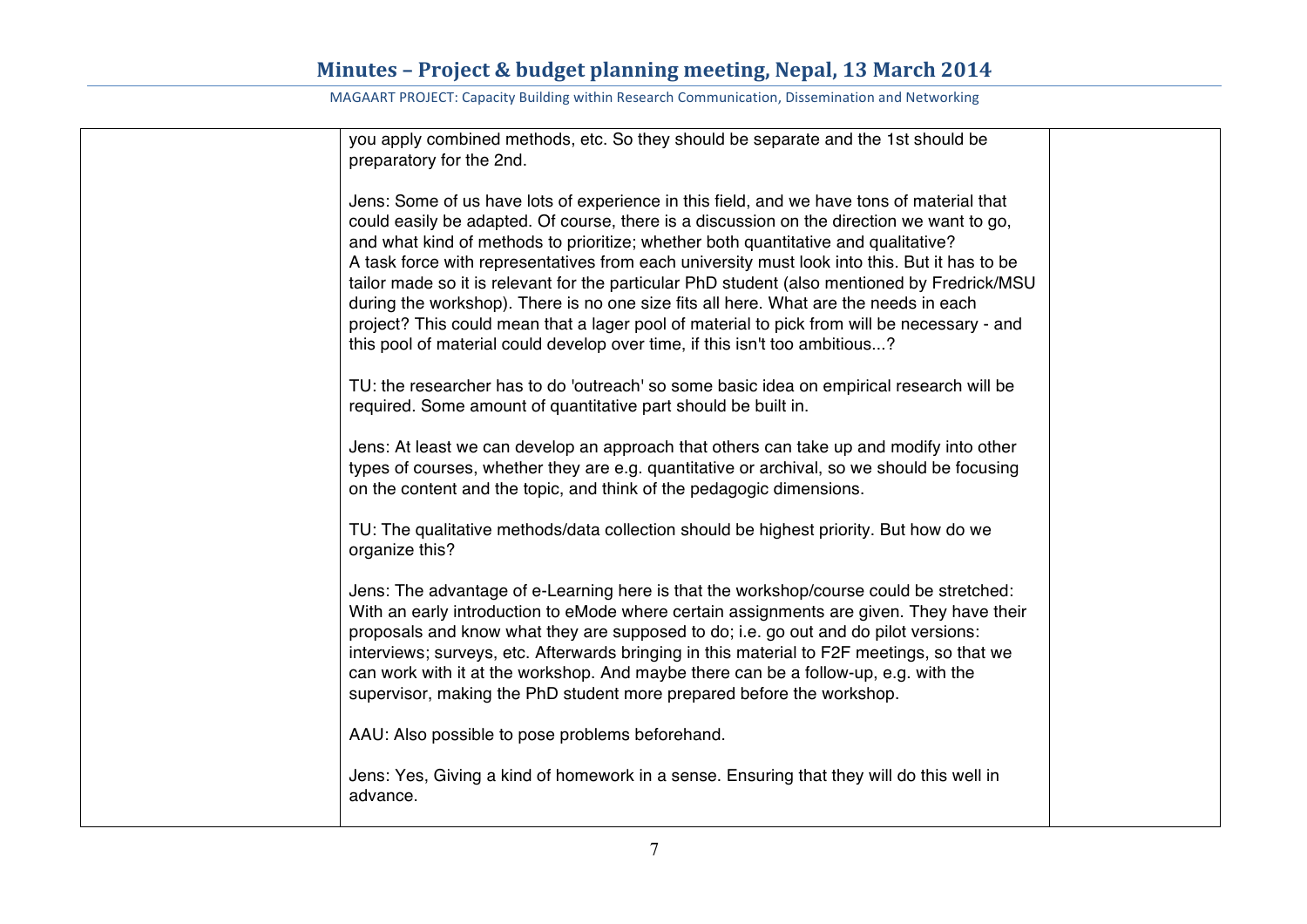| | | |
|---|---|---|
| | you apply combined methods, etc. So they should be separate and the 1st should be preparatory for the 2nd.<br><br>Jens: Some of us have lots of experience in this field, and we have tons of material that could easily be adapted. Of course, there is a discussion on the direction we want to go, and what kind of methods to prioritize; whether both quantitative and qualitative?<br>A task force with representatives from each university must look into this. But it has to be tailor made so it is relevant for the particular PhD student (also mentioned by Fredrick/MSU during the workshop). There is no one size fits all here. What are the needs in each project? This could mean that a lager pool of material to pick from will be necessary - and this pool of material could develop over time, if this isn't too ambitious...?<br><br>TU: the researcher has to do 'outreach' so some basic idea on empirical research will be required. Some amount of quantitative part should be built in.<br><br>Jens: At least we can develop an approach that others can take up and modify into other types of courses, whether they are e.g. quantitative or archival, so we should be focusing on the content and the topic, and think of the pedagogic dimensions.<br><br>TU: The qualitative methods/data collection should be highest priority. But how do we organize this?<br><br>Jens: The advantage of e-Learning here is that the workshop/course could be stretched: With an early introduction to eMode where certain assignments are given. They have their proposals and know what they are supposed to do; i.e. go out and do pilot versions: interviews; surveys, etc. Afterwards bringing in this material to F2F meetings, so that we can work with it at the workshop. And maybe there can be a follow-up, e.g. with the supervisor, making the PhD student more prepared before the workshop.<br><br>AAU: Also possible to pose problems beforehand.<br><br>Jens: Yes, Giving a kind of homework in a sense. Ensuring that they will do this well in advance. | |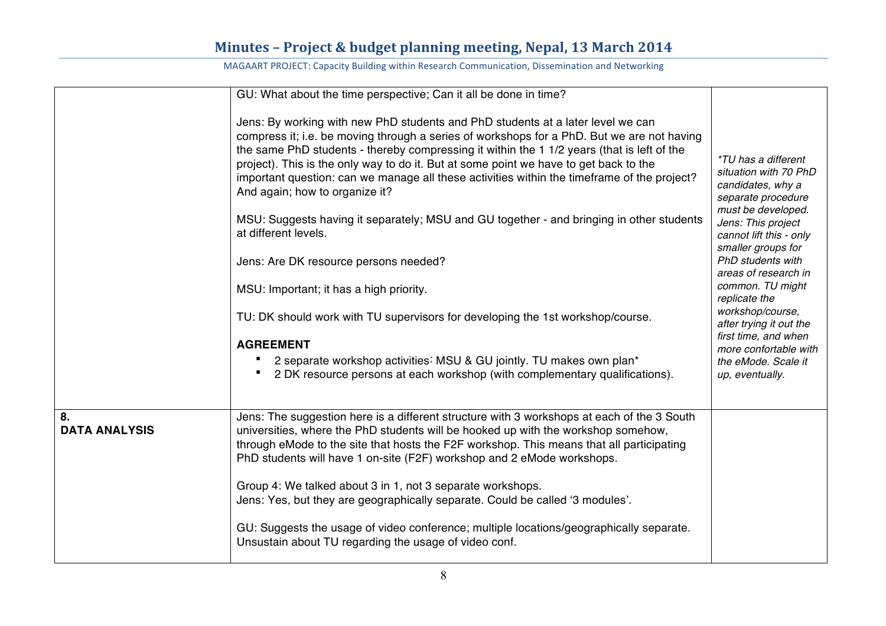| | | |
|---|---|---|
| | GU: What about the time perspective; Can it all be done in time?<br><br>Jens: By working with new PhD students and PhD students at a later level we can compress it; i.e. be moving through a series of workshops for a PhD. But we are not having the same PhD students - thereby compressing it within the 1 1/2 years (that is left of the project). This is the only way to do it. But at some point we have to get back to the important question: can we manage all these activities within the timeframe of the project? And again; how to organize it?<br><br>MSU: Suggests having it separately; MSU and GU together - and bringing in other students at different levels.<br><br>Jens: Are DK resource persons needed?<br><br>MSU: Important; it has a high priority.<br><br>TU: DK should work with TU supervisors for developing the 1st workshop/course.<br><br>**AGREEMENT**<br>▪ 2 separate workshop activities: MSU & GU jointly. TU makes own plan*<br>▪ 2 DK resource persons at each workshop (with complementary qualifications). | *\*TU has a different situation with 70 PhD candidates, why a separate procedure must be developed. Jens: This project cannot lift this - only smaller groups for PhD students with areas of research in common. TU might replicate the workshop/course, after trying it out the first time, and when more confortable with the eMode. Scale it up, eventually.* |
| **8. DATA ANALYSIS** | Jens: The suggestion here is a different structure with 3 workshops at each of the 3 South universities, where the PhD students will be hooked up with the workshop somehow, through eMode to the site that hosts the F2F workshop. This means that all participating PhD students will have 1 on-site (F2F) workshop and 2 eMode workshops.<br><br>Group 4: We talked about 3 in 1, not 3 separate workshops.<br>Jens: Yes, but they are geographically separate. Could be called '3 modules'.<br><br>GU: Suggests the usage of video conference; multiple locations/geographically separate. Unsustain about TU regarding the usage of video conf. | |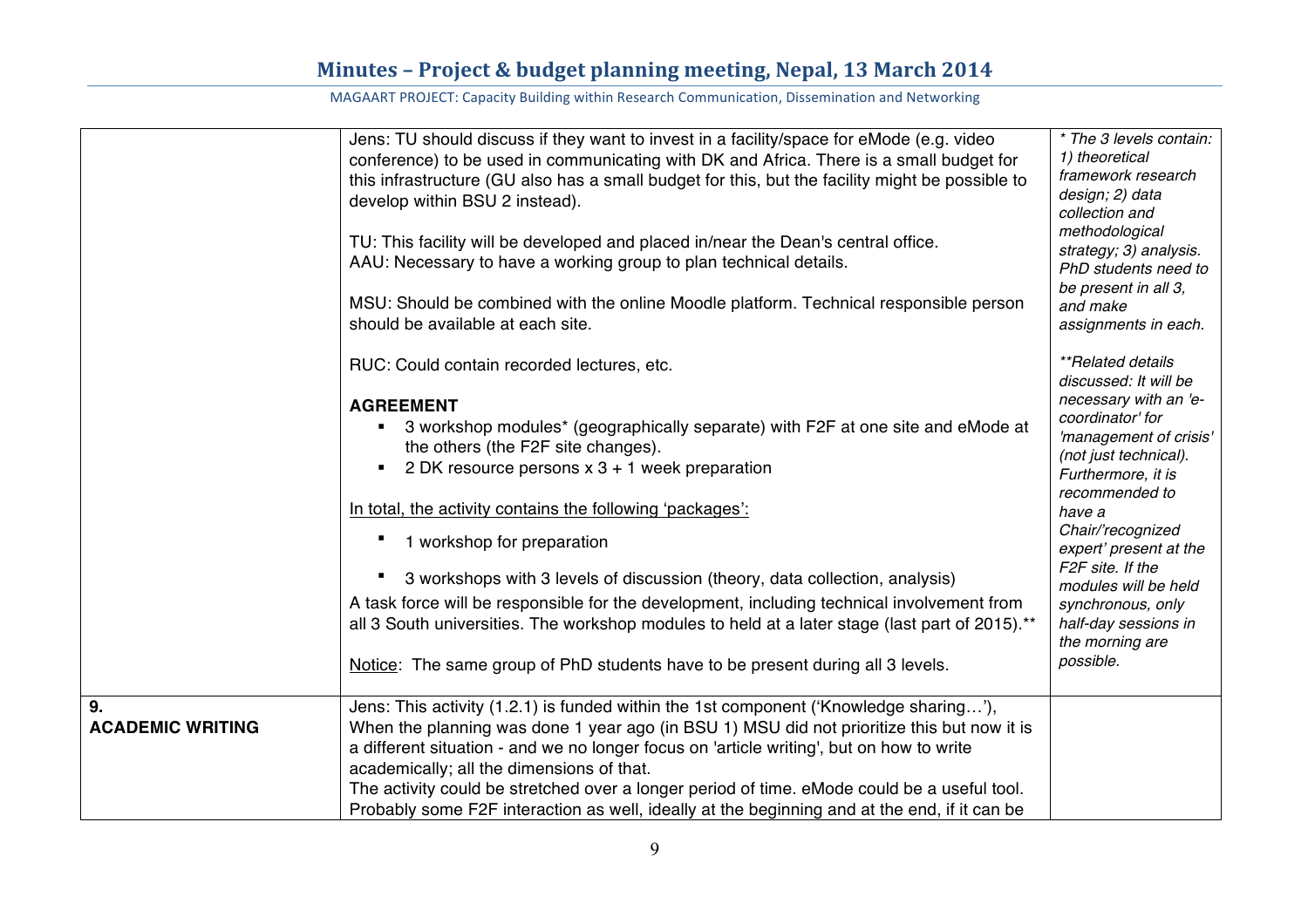| | | |
|---|---|---|
| | Jens: TU should discuss if they want to invest in a facility/space for eMode (e.g. video conference) to be used in communicating with DK and Africa. There is a small budget for this infrastructure (GU also has a small budget for this, but the facility might be possible to develop within BSU 2 instead).<br><br>TU: This facility will be developed and placed in/near the Dean's central office.<br>AAU: Necessary to have a working group to plan technical details.<br><br>MSU: Should be combined with the online Moodle platform. Technical responsible person should be available at each site.<br><br>RUC: Could contain recorded lectures, etc.<br><br>**AGREEMENT**<br>▪ 3 workshop modules* (geographically separate) with F2F at one site and eMode at the others (the F2F site changes).<br>▪ 2 DK resource persons x 3 + 1 week preparation<br><br><u>In total, the activity contains the following 'packages':</u><br>▪ 1 workshop for preparation<br>▪ 3 workshops with 3 levels of discussion (theory, data collection, analysis)<br><br>A task force will be responsible for the development, including technical involvement from all 3 South universities. The workshop modules to held at a later stage (last part of 2015).**<br><br><u>Notice</u>: The same group of PhD students have to be present during all 3 levels. | *\* The 3 levels contain: 1) theoretical framework research design; 2) data collection and methodological strategy; 3) analysis. PhD students need to be present in all 3, and make assignments in each.*<br><br>*\*\*Related details discussed: It will be necessary with an 'e-coordinator' for 'management of crisis' (not just technical). Furthermore, it is recommended to have a Chair/'recognized expert' present at the F2F site. If the modules will be held synchronous, only half-day sessions in the morning are possible.* |
| **9.**<br>**ACADEMIC WRITING** | Jens: This activity (1.2.1) is funded within the 1st component ('Knowledge sharing…'), When the planning was done 1 year ago (in BSU 1) MSU did not prioritize this but now it is a different situation - and we no longer focus on 'article writing', but on how to write academically; all the dimensions of that.<br>The activity could be stretched over a longer period of time. eMode could be a useful tool. Probably some F2F interaction as well, ideally at the beginning and at the end, if it can be | |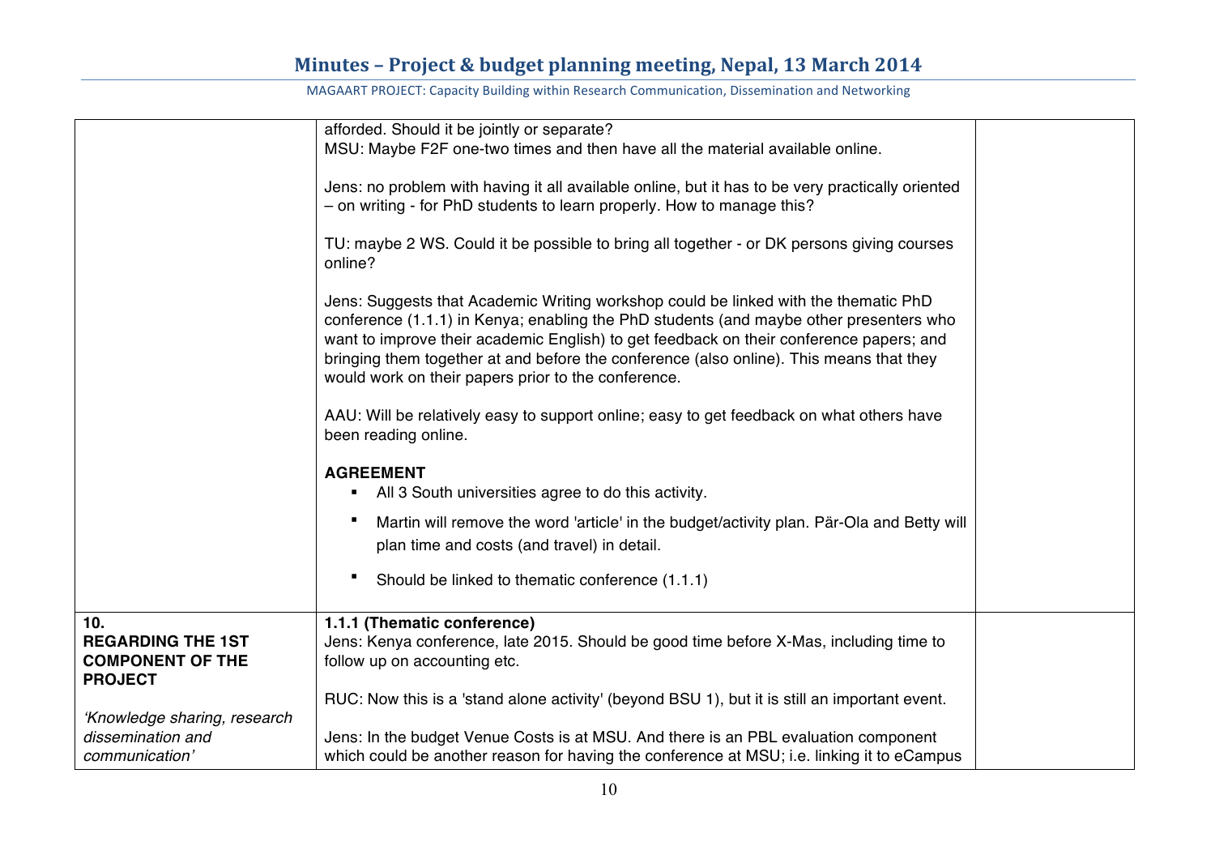| | | |
|---|---|---|
| | afforded. Should it be jointly or separate?<br>MSU: Maybe F2F one-two times and then have all the material available online.<br><br>Jens: no problem with having it all available online, but it has to be very practically oriented – on writing - for PhD students to learn properly. How to manage this?<br><br>TU: maybe 2 WS. Could it be possible to bring all together - or DK persons giving courses online?<br><br>Jens: Suggests that Academic Writing workshop could be linked with the thematic PhD conference (1.1.1) in Kenya; enabling the PhD students (and maybe other presenters who want to improve their academic English) to get feedback on their conference papers; and bringing them together at and before the conference (also online). This means that they would work on their papers prior to the conference.<br><br>AAU: Will be relatively easy to support online; easy to get feedback on what others have been reading online.<br><br>**AGREEMENT**<br>▪ All 3 South universities agree to do this activity.<br>▪ Martin will remove the word 'article' in the budget/activity plan. Pär-Ola and Betty will plan time and costs (and travel) in detail.<br>▪ Should be linked to thematic conference (1.1.1) | |
| **10.**<br>**REGARDING THE 1ST COMPONENT OF THE PROJECT**<br><br>*'Knowledge sharing, research dissemination and communication'* | **1.1.1 (Thematic conference)**<br>Jens: Kenya conference, late 2015. Should be good time before X-Mas, including time to follow up on accounting etc.<br><br>RUC: Now this is a 'stand alone activity' (beyond BSU 1), but it is still an important event.<br><br>Jens: In the budget Venue Costs is at MSU. And there is an PBL evaluation component which could be another reason for having the conference at MSU; i.e. linking it to eCampus | |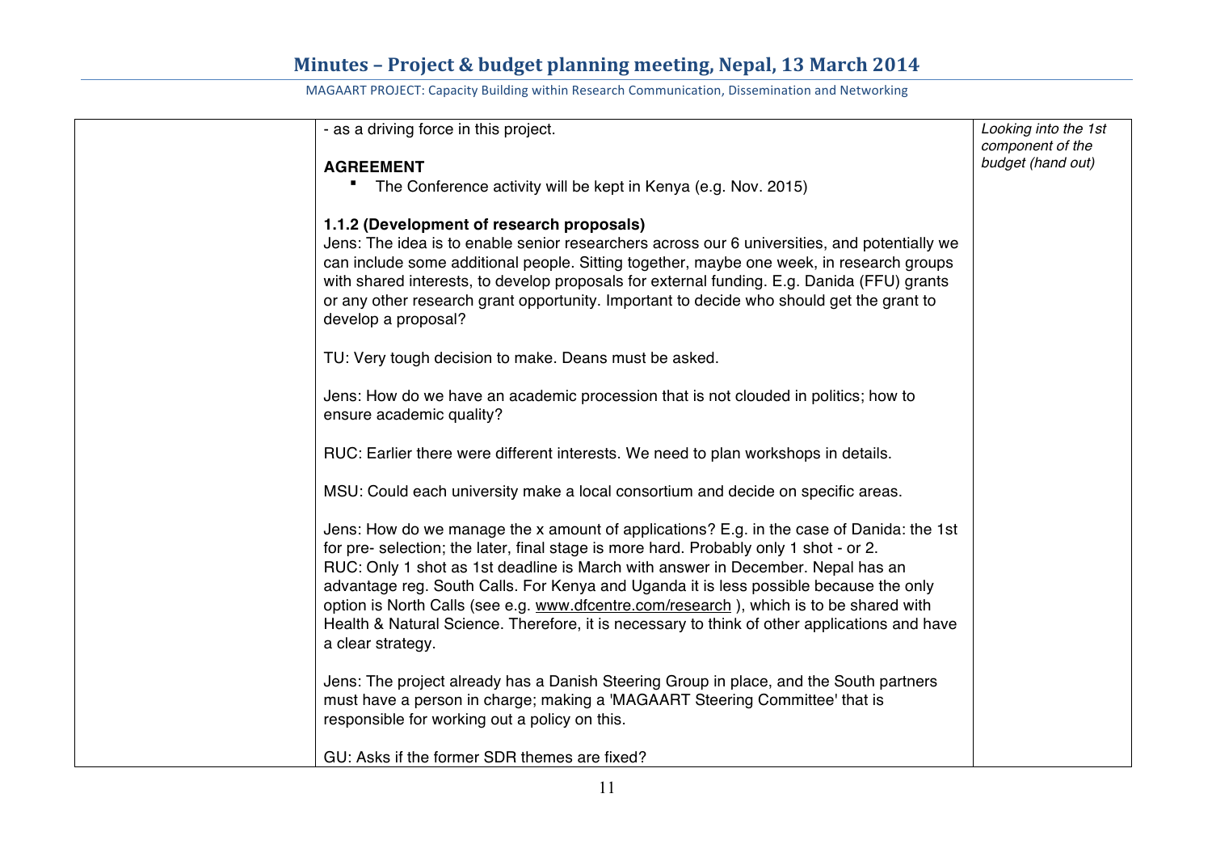| | - as a driving force in this project.<br><br>**AGREEMENT**<br>▪ The Conference activity will be kept in Kenya (e.g. Nov. 2015)<br><br>**1.1.2 (Development of research proposals)**<br>Jens: The idea is to enable senior researchers across our 6 universities, and potentially we can include some additional people. Sitting together, maybe one week, in research groups with shared interests, to develop proposals for external funding. E.g. Danida (FFU) grants or any other research grant opportunity. Important to decide who should get the grant to develop a proposal?<br><br>TU: Very tough decision to make. Deans must be asked.<br><br>Jens: How do we have an academic procession that is not clouded in politics; how to ensure academic quality?<br><br>RUC: Earlier there were different interests. We need to plan workshops in details.<br><br>MSU: Could each university make a local consortium and decide on specific areas.<br><br>Jens: How do we manage the x amount of applications? E.g. in the case of Danida: the 1st for pre- selection; the later, final stage is more hard. Probably only 1 shot - or 2.<br>RUC: Only 1 shot as 1st deadline is March with answer in December. Nepal has an advantage reg. South Calls. For Kenya and Uganda it is less possible because the only option is North Calls (see e.g. www.dfcentre.com/research ), which is to be shared with Health & Natural Science. Therefore, it is necessary to think of other applications and have a clear strategy.<br><br>Jens: The project already has a Danish Steering Group in place, and the South partners must have a person in charge; making a 'MAGAART Steering Committee' that is responsible for working out a policy on this.<br><br>GU: Asks if the former SDR themes are fixed? | *Looking into the 1st component of the budget (hand out)* |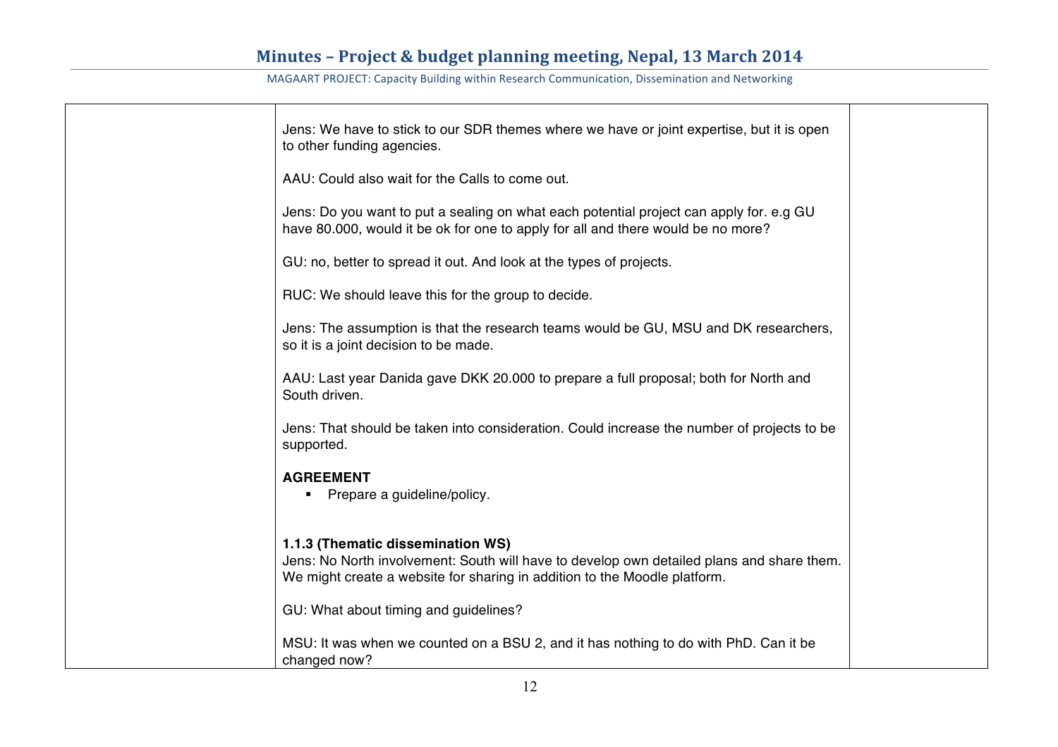| | | |
|---|---|---|
| | Jens: We have to stick to our SDR themes where we have or joint expertise, but it is open to other funding agencies.<br><br>AAU: Could also wait for the Calls to come out.<br><br>Jens: Do you want to put a sealing on what each potential project can apply for. e.g GU have 80.000, would it be ok for one to apply for all and there would be no more?<br><br>GU: no, better to spread it out. And look at the types of projects.<br><br>RUC: We should leave this for the group to decide.<br><br>Jens: The assumption is that the research teams would be GU, MSU and DK researchers, so it is a joint decision to be made.<br><br>AAU: Last year Danida gave DKK 20.000 to prepare a full proposal; both for North and South driven.<br><br>Jens: That should be taken into consideration. Could increase the number of projects to be supported.<br><br>**AGREEMENT**<br>▪ Prepare a guideline/policy.<br><br>**1.1.3 (Thematic dissemination WS)**<br>Jens: No North involvement: South will have to develop own detailed plans and share them. We might create a website for sharing in addition to the Moodle platform.<br><br>GU: What about timing and guidelines?<br><br>MSU: It was when we counted on a BSU 2, and it has nothing to do with PhD. Can it be changed now? | |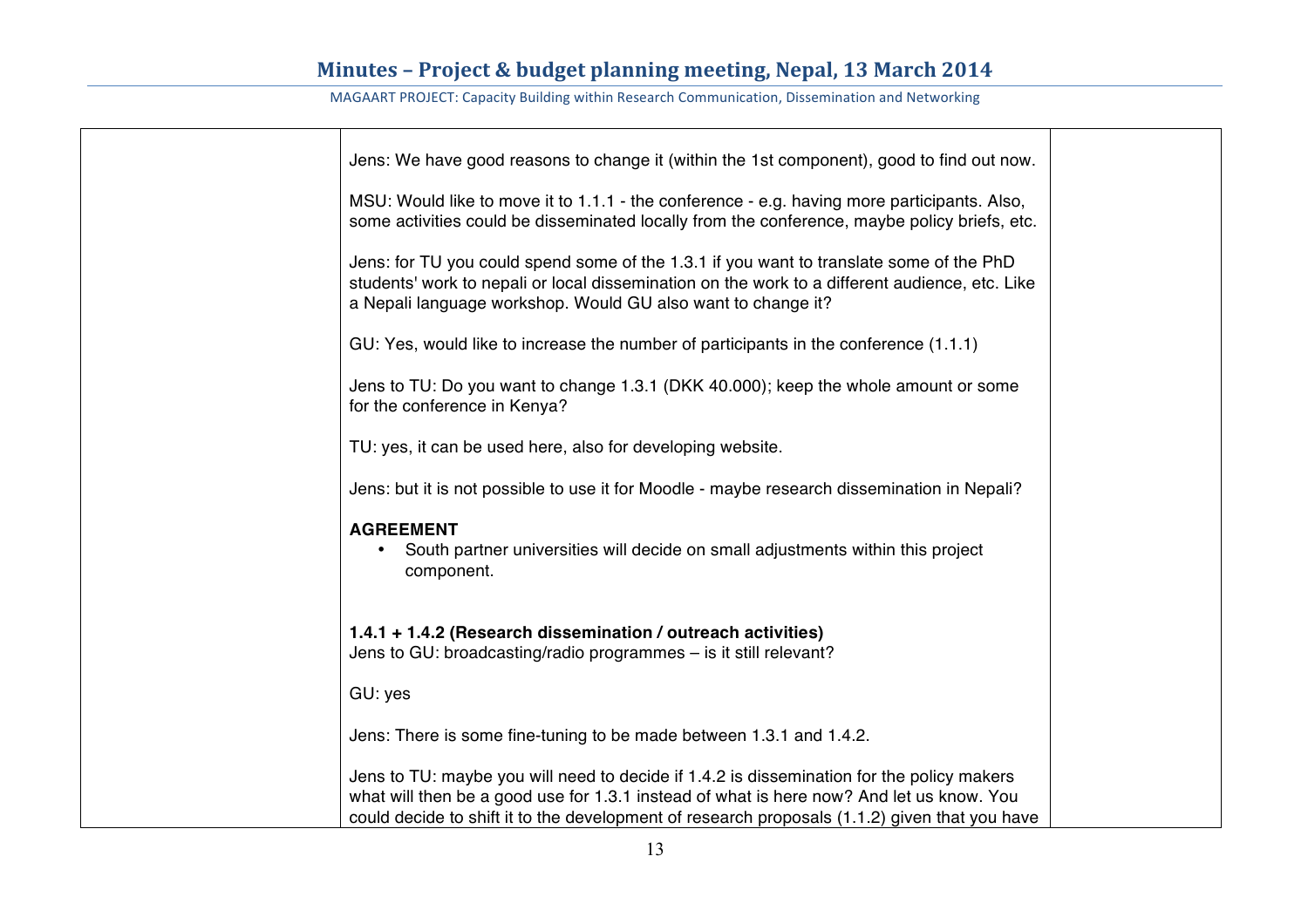| | | |
|---|---|---|
| | Jens: We have good reasons to change it (within the 1st component), good to find out now.<br><br>MSU: Would like to move it to 1.1.1 - the conference - e.g. having more participants. Also, some activities could be disseminated locally from the conference, maybe policy briefs, etc.<br><br>Jens: for TU you could spend some of the 1.3.1 if you want to translate some of the PhD students' work to nepali or local dissemination on the work to a different audience, etc. Like a Nepali language workshop. Would GU also want to change it?<br><br>GU: Yes, would like to increase the number of participants in the conference (1.1.1)<br><br>Jens to TU: Do you want to change 1.3.1 (DKK 40.000); keep the whole amount or some for the conference in Kenya?<br><br>TU: yes, it can be used here, also for developing website.<br><br>Jens: but it is not possible to use it for Moodle - maybe research dissemination in Nepali?<br><br>**AGREEMENT**<br>• South partner universities will decide on small adjustments within this project component.<br><br>**1.4.1 + 1.4.2 (Research dissemination / outreach activities)**<br>Jens to GU: broadcasting/radio programmes – is it still relevant?<br><br>GU: yes<br><br>Jens: There is some fine-tuning to be made between 1.3.1 and 1.4.2.<br><br>Jens to TU: maybe you will need to decide if 1.4.2 is dissemination for the policy makers what will then be a good use for 1.3.1 instead of what is here now? And let us know. You could decide to shift it to the development of research proposals (1.1.2) given that you have | |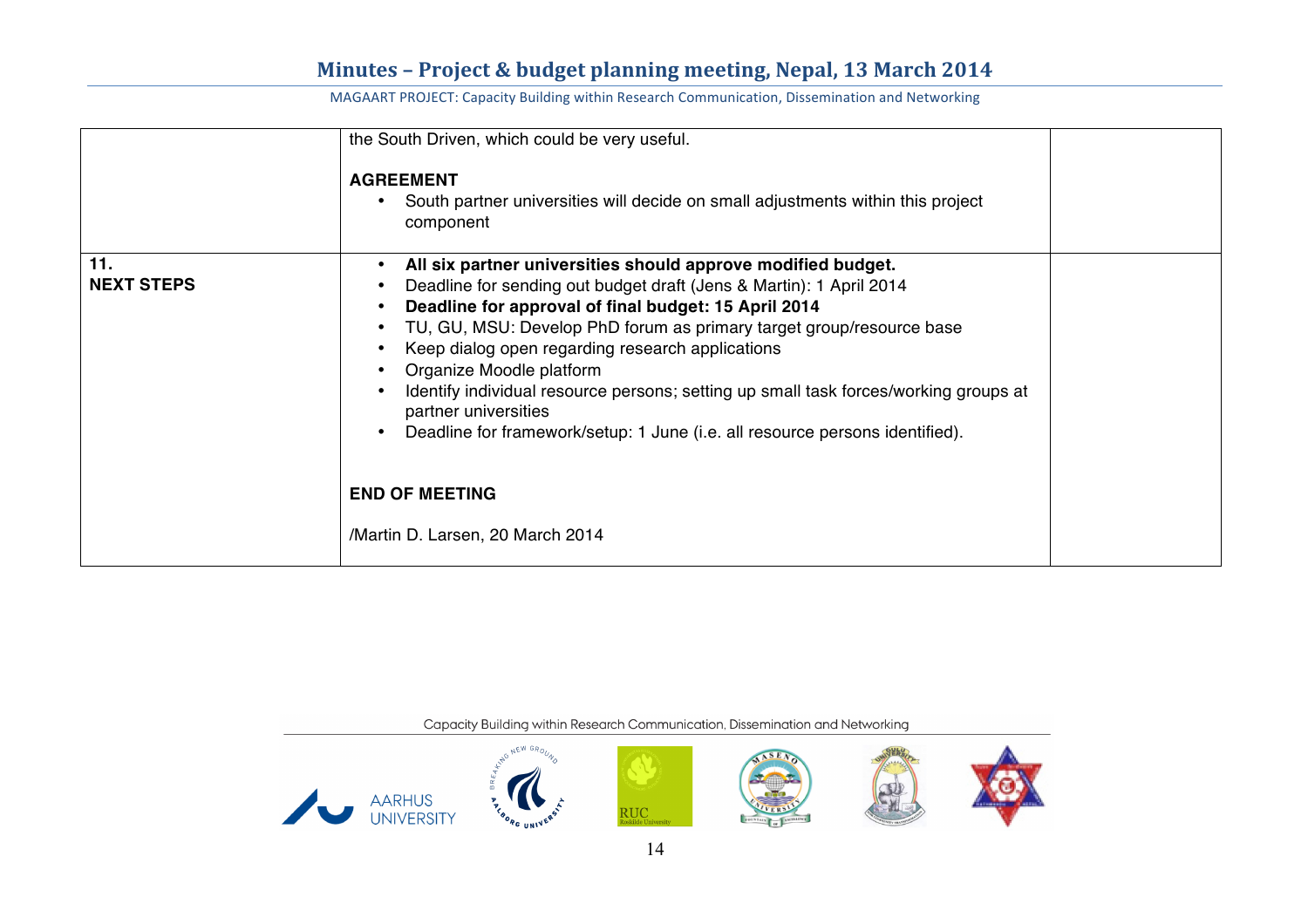| | | |
|---|---|---|
| | the South Driven, which could be very useful.<br><br>**AGREEMENT**<br>• South partner universities will decide on small adjustments within this project component | |
| **11.<br>NEXT STEPS** | • **All six partner universities should approve modified budget.**<br>• Deadline for sending out budget draft (Jens & Martin): 1 April 2014<br>• **Deadline for approval of final budget: 15 April 2014**<br>• TU, GU, MSU: Develop PhD forum as primary target group/resource base<br>• Keep dialog open regarding research applications<br>• Organize Moodle platform<br>• Identify individual resource persons; setting up small task forces/working groups at partner universities<br>• Deadline for framework/setup: 1 June (i.e. all resource persons identified).<br><br>**END OF MEETING**<br><br>/Martin D. Larsen, 20 March 2014 | |